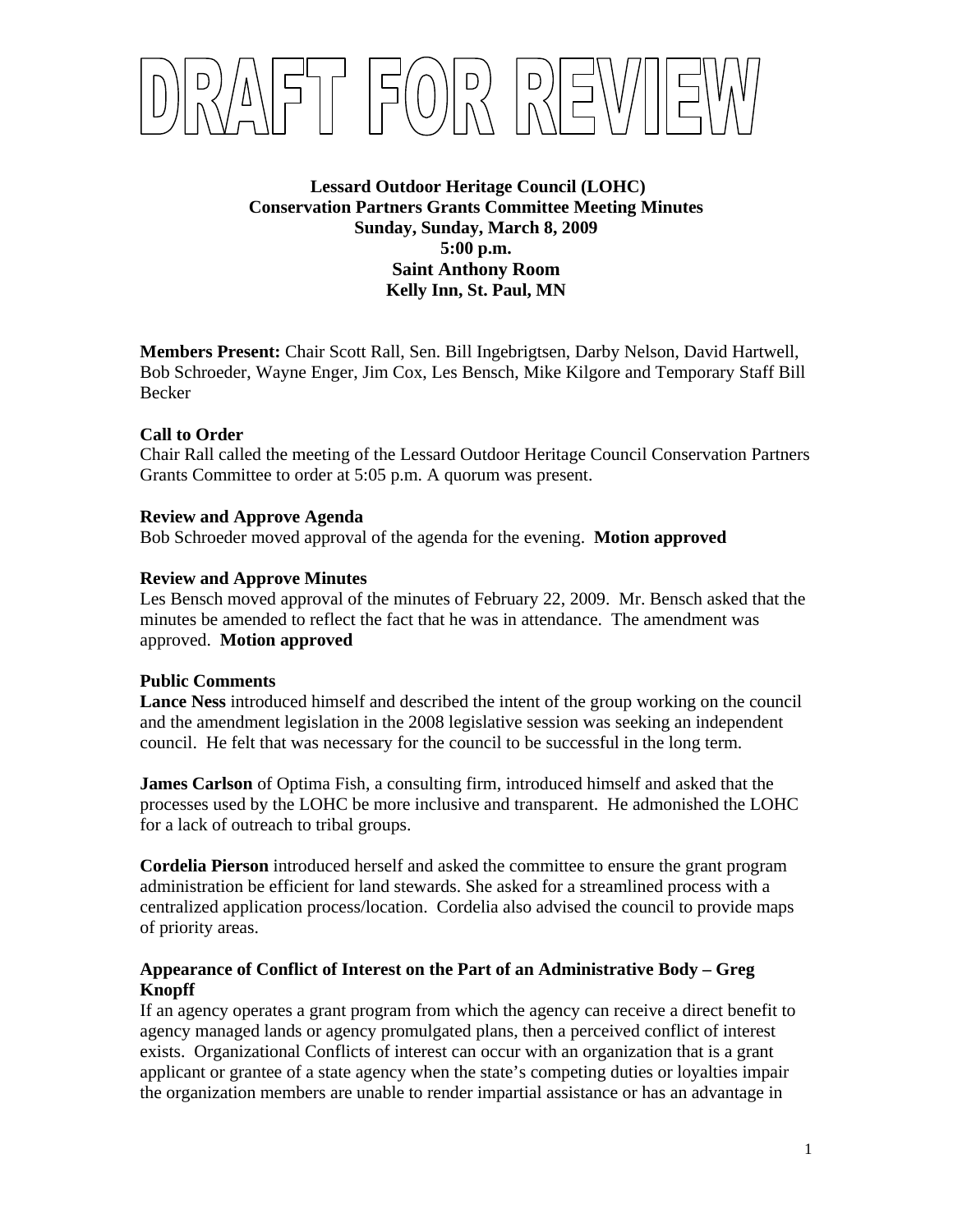# DRAFT FOR REVIEW

**Lessard Outdoor Heritage Council (LOHC)**
**Conservation Partners Grants Committee Meeting Minutes**
**Sunday, Sunday, March 8, 2009**
**5:00 p.m.**
**Saint Anthony Room**
**Kelly Inn, St. Paul, MN**

**Members Present:** Chair Scott Rall, Sen. Bill Ingebrigtsen, Darby Nelson, David Hartwell, Bob Schroeder, Wayne Enger, Jim Cox, Les Bensch, Mike Kilgore and Temporary Staff Bill Becker

**Call to Order**
Chair Rall called the meeting of the Lessard Outdoor Heritage Council Conservation Partners Grants Committee to order at 5:05 p.m. A quorum was present.

**Review and Approve Agenda**
Bob Schroeder moved approval of the agenda for the evening. **Motion approved**

**Review and Approve Minutes**
Les Bensch moved approval of the minutes of February 22, 2009. Mr. Bensch asked that the minutes be amended to reflect the fact that he was in attendance. The amendment was approved. **Motion approved**

**Public Comments**
**Lance Ness** introduced himself and described the intent of the group working on the council and the amendment legislation in the 2008 legislative session was seeking an independent council. He felt that was necessary for the council to be successful in the long term.

**James Carlson** of Optima Fish, a consulting firm, introduced himself and asked that the processes used by the LOHC be more inclusive and transparent. He admonished the LOHC for a lack of outreach to tribal groups.

**Cordelia Pierson** introduced herself and asked the committee to ensure the grant program administration be efficient for land stewards. She asked for a streamlined process with a centralized application process/location. Cordelia also advised the council to provide maps of priority areas.

**Appearance of Conflict of Interest on the Part of an Administrative Body – Greg Knopff**
If an agency operates a grant program from which the agency can receive a direct benefit to agency managed lands or agency promulgated plans, then a perceived conflict of interest exists. Organizational Conflicts of interest can occur with an organization that is a grant applicant or grantee of a state agency when the state's competing duties or loyalties impair the organization members are unable to render impartial assistance or has an advantage in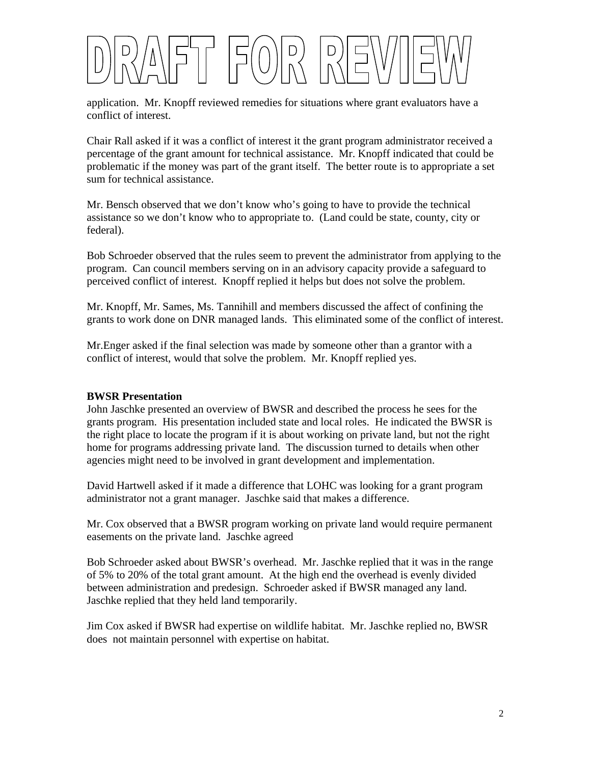# DRAFT FOR REVIEW

application. Mr. Knopff reviewed remedies for situations where grant evaluators have a conflict of interest.

Chair Rall asked if it was a conflict of interest it the grant program administrator received a percentage of the grant amount for technical assistance. Mr. Knopff indicated that could be problematic if the money was part of the grant itself. The better route is to appropriate a set sum for technical assistance.

Mr. Bensch observed that we don't know who's going to have to provide the technical assistance so we don't know who to appropriate to. (Land could be state, county, city or federal).

Bob Schroeder observed that the rules seem to prevent the administrator from applying to the program. Can council members serving on in an advisory capacity provide a safeguard to perceived conflict of interest. Knopff replied it helps but does not solve the problem.

Mr. Knopff, Mr. Sames, Ms. Tannihill and members discussed the affect of confining the grants to work done on DNR managed lands. This eliminated some of the conflict of interest.

Mr.Enger asked if the final selection was made by someone other than a grantor with a conflict of interest, would that solve the problem. Mr. Knopff replied yes.

**BWSR Presentation**

John Jaschke presented an overview of BWSR and described the process he sees for the grants program. His presentation included state and local roles. He indicated the BWSR is the right place to locate the program if it is about working on private land, but not the right home for programs addressing private land. The discussion turned to details when other agencies might need to be involved in grant development and implementation.

David Hartwell asked if it made a difference that LOHC was looking for a grant program administrator not a grant manager. Jaschke said that makes a difference.

Mr. Cox observed that a BWSR program working on private land would require permanent easements on the private land. Jaschke agreed

Bob Schroeder asked about BWSR's overhead. Mr. Jaschke replied that it was in the range of 5% to 20% of the total grant amount. At the high end the overhead is evenly divided between administration and predesign. Schroeder asked if BWSR managed any land. Jaschke replied that they held land temporarily.

Jim Cox asked if BWSR had expertise on wildlife habitat. Mr. Jaschke replied no, BWSR does not maintain personnel with expertise on habitat.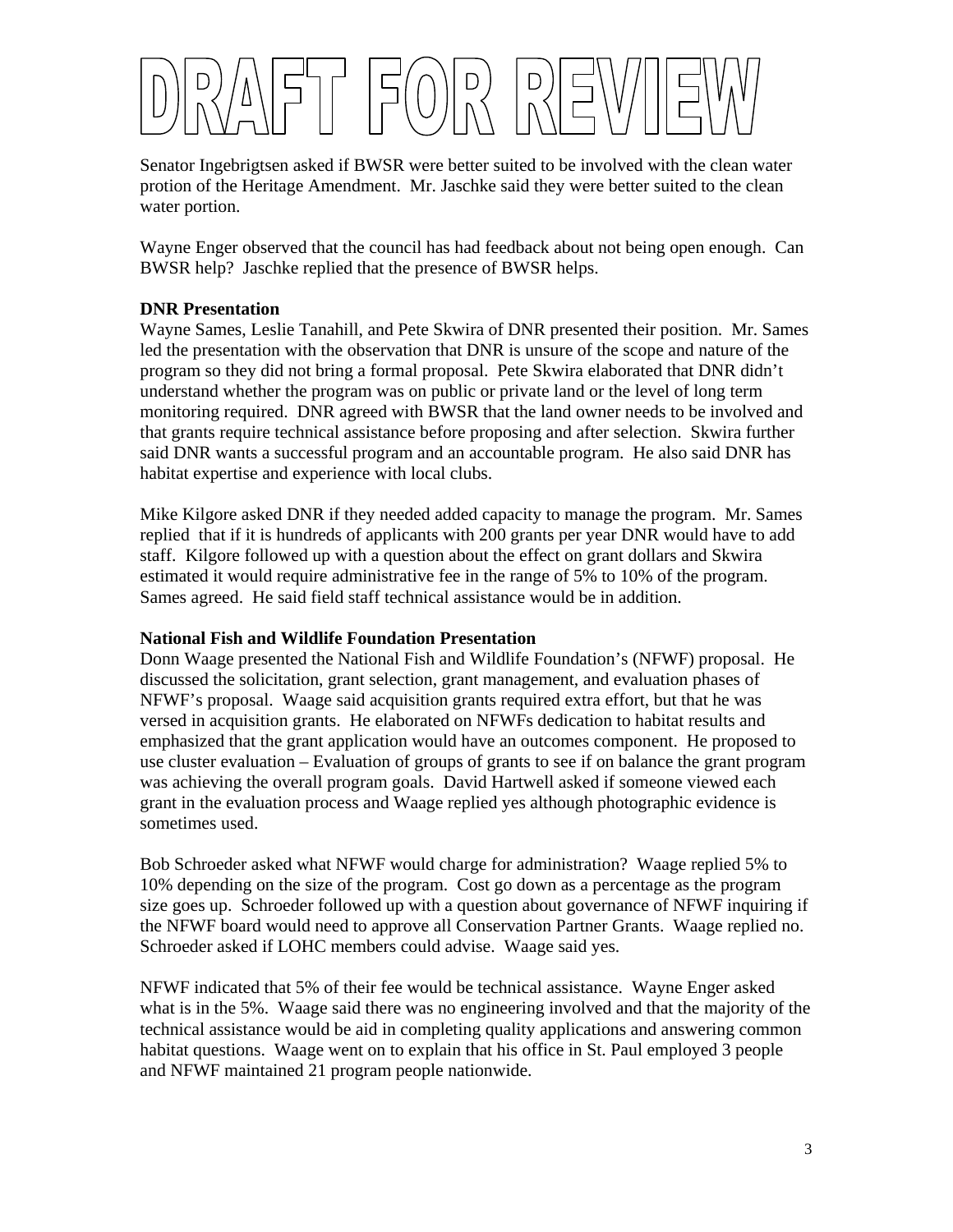# DRAFT FOR REVIEW

Senator Ingebrigtsen asked if BWSR were better suited to be involved with the clean water protion of the Heritage Amendment. Mr. Jaschke said they were better suited to the clean water portion.

Wayne Enger observed that the council has had feedback about not being open enough. Can BWSR help? Jaschke replied that the presence of BWSR helps.

**DNR Presentation**

Wayne Sames, Leslie Tanahill, and Pete Skwira of DNR presented their position. Mr. Sames led the presentation with the observation that DNR is unsure of the scope and nature of the program so they did not bring a formal proposal. Pete Skwira elaborated that DNR didn't understand whether the program was on public or private land or the level of long term monitoring required. DNR agreed with BWSR that the land owner needs to be involved and that grants require technical assistance before proposing and after selection. Skwira further said DNR wants a successful program and an accountable program. He also said DNR has habitat expertise and experience with local clubs.

Mike Kilgore asked DNR if they needed added capacity to manage the program. Mr. Sames replied that if it is hundreds of applicants with 200 grants per year DNR would have to add staff. Kilgore followed up with a question about the effect on grant dollars and Skwira estimated it would require administrative fee in the range of 5% to 10% of the program. Sames agreed. He said field staff technical assistance would be in addition.

**National Fish and Wildlife Foundation Presentation**

Donn Waage presented the National Fish and Wildlife Foundation's (NFWF) proposal. He discussed the solicitation, grant selection, grant management, and evaluation phases of NFWF's proposal. Waage said acquisition grants required extra effort, but that he was versed in acquisition grants. He elaborated on NFWFs dedication to habitat results and emphasized that the grant application would have an outcomes component. He proposed to use cluster evaluation – Evaluation of groups of grants to see if on balance the grant program was achieving the overall program goals. David Hartwell asked if someone viewed each grant in the evaluation process and Waage replied yes although photographic evidence is sometimes used.

Bob Schroeder asked what NFWF would charge for administration? Waage replied 5% to 10% depending on the size of the program. Cost go down as a percentage as the program size goes up. Schroeder followed up with a question about governance of NFWF inquiring if the NFWF board would need to approve all Conservation Partner Grants. Waage replied no. Schroeder asked if LOHC members could advise. Waage said yes.

NFWF indicated that 5% of their fee would be technical assistance. Wayne Enger asked what is in the 5%. Waage said there was no engineering involved and that the majority of the technical assistance would be aid in completing quality applications and answering common habitat questions. Waage went on to explain that his office in St. Paul employed 3 people and NFWF maintained 21 program people nationwide.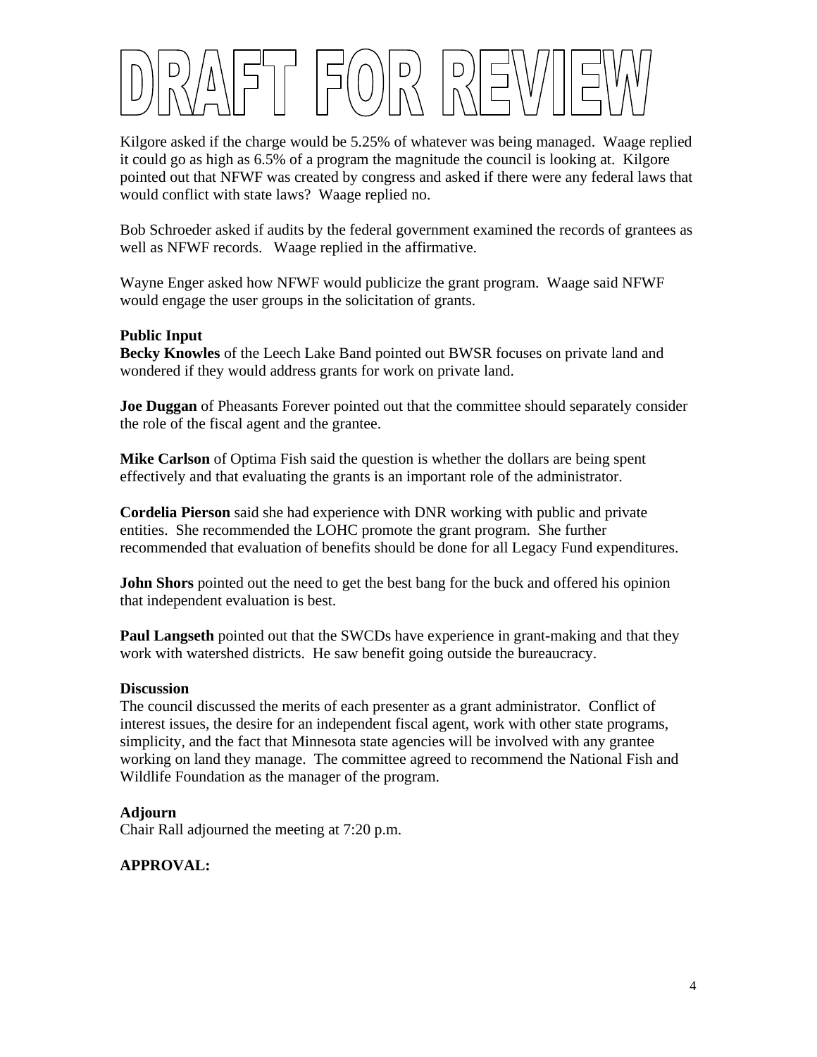# DRAFT FOR REVIEW

Kilgore asked if the charge would be 5.25% of whatever was being managed. Waage replied it could go as high as 6.5% of a program the magnitude the council is looking at. Kilgore pointed out that NFWF was created by congress and asked if there were any federal laws that would conflict with state laws? Waage replied no.

Bob Schroeder asked if audits by the federal government examined the records of grantees as well as NFWF records. Waage replied in the affirmative.

Wayne Enger asked how NFWF would publicize the grant program. Waage said NFWF would engage the user groups in the solicitation of grants.

**Public Input**

**Becky Knowles** of the Leech Lake Band pointed out BWSR focuses on private land and wondered if they would address grants for work on private land.

**Joe Duggan** of Pheasants Forever pointed out that the committee should separately consider the role of the fiscal agent and the grantee.

**Mike Carlson** of Optima Fish said the question is whether the dollars are being spent effectively and that evaluating the grants is an important role of the administrator.

**Cordelia Pierson** said she had experience with DNR working with public and private entities. She recommended the LOHC promote the grant program. She further recommended that evaluation of benefits should be done for all Legacy Fund expenditures.

**John Shors** pointed out the need to get the best bang for the buck and offered his opinion that independent evaluation is best.

**Paul Langseth** pointed out that the SWCDs have experience in grant-making and that they work with watershed districts. He saw benefit going outside the bureaucracy.

**Discussion**

The council discussed the merits of each presenter as a grant administrator. Conflict of interest issues, the desire for an independent fiscal agent, work with other state programs, simplicity, and the fact that Minnesota state agencies will be involved with any grantee working on land they manage. The committee agreed to recommend the National Fish and Wildlife Foundation as the manager of the program.

**Adjourn**

Chair Rall adjourned the meeting at 7:20 p.m.

**APPROVAL:**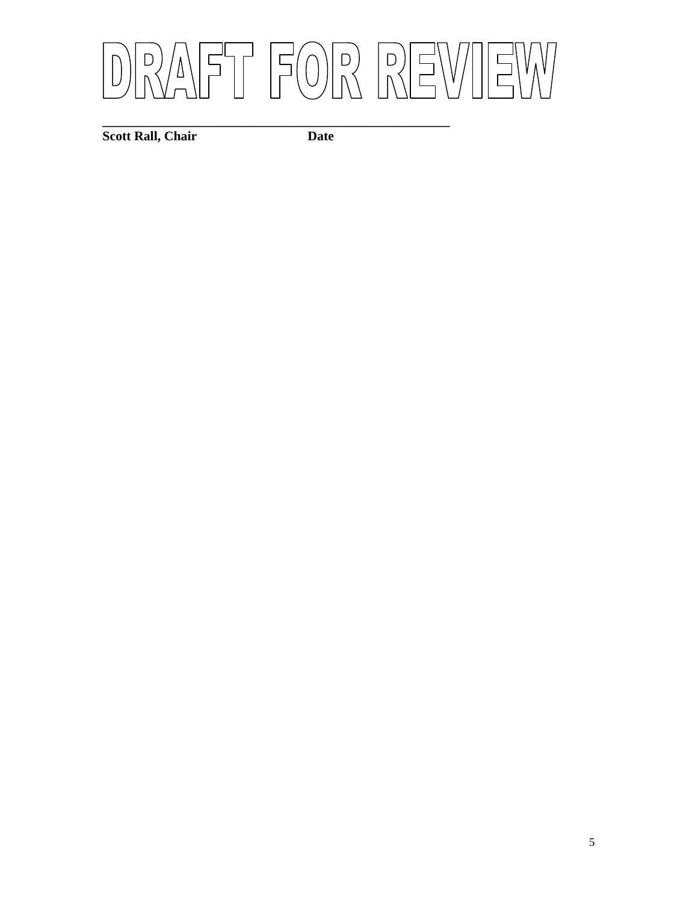DRAFT FOR REVIEW

_______________________________________________

**Scott Rall, Chair                    Date**